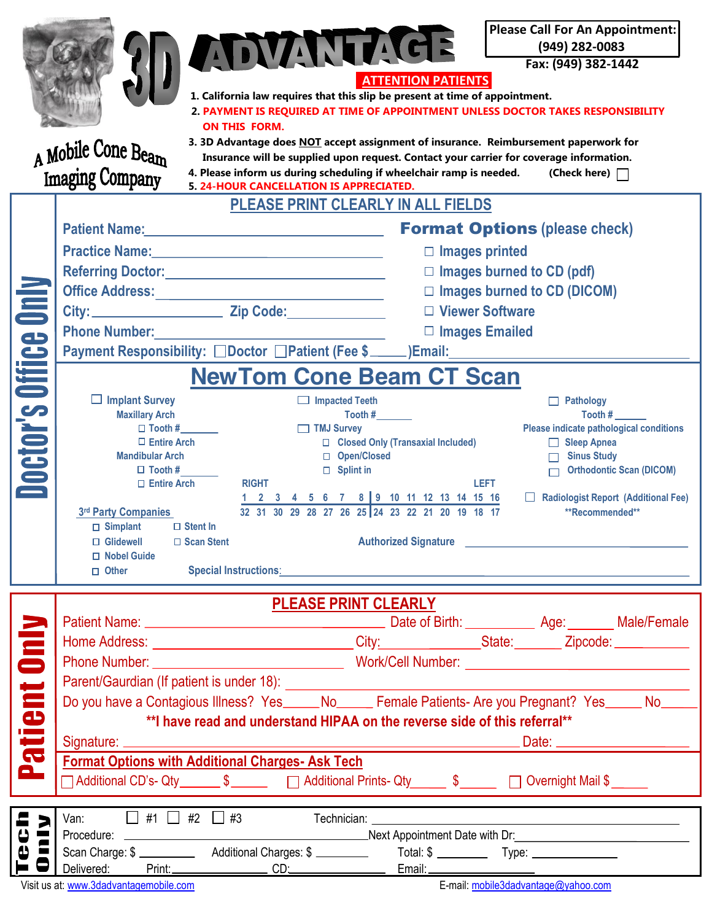# 3D ADVANTAGE

A Mobile Cone Beam Imaging Company

**Please Call For An Appointment: (949) 282-0083**
**Fax: (949) 382-1442**

**ATTENTION PATIENTS**

1. California law requires that this slip be present at time of appointment.
2. PAYMENT IS REQUIRED AT TIME OF APPOINTMENT UNLESS DOCTOR TAKES RESPONSIBILITY ON THIS FORM.
3. 3D Advantage does NOT accept assignment of insurance. Reimbursement paperwork for Insurance will be supplied upon request. Contact your carrier for coverage information.
4. Please inform us during scheduling if wheelchair ramp is needed. (Check here) ☐
5. 24-HOUR CANCELLATION IS APPRECIATED.

## Doctor's Office Only

**PLEASE PRINT CLEARLY IN ALL FIELDS**

Patient Name: ______________________

Practice Name: ______________________

Referring Doctor: ______________________

Office Address: ______________________

City: ____________ Zip Code: ____________

Phone Number: ______________________

Payment Responsibility: ☐ Doctor ☐ Patient (Fee $_____) Email: ______________________

**Format Options** (please check)

- ☐ Images printed
- ☐ Images burned to CD (pdf)
- ☐ Images burned to CD (DICOM)
- ☐ Viewer Software
- ☐ Images Emailed

## NewTom Cone Beam CT Scan

☐ Implant Survey
- Maxillary Arch
  - ☐ Tooth #______
  - ☐ Entire Arch
- Mandibular Arch
  - ☐ Tooth #______
  - ☐ Entire Arch

☐ Impacted Teeth
- Tooth #______

☐ TMJ Survey
- ☐ Closed Only (Transaxial Included)
- ☐ Open/Closed
- ☐ Splint in

☐ Pathology
- Tooth #_____
- Please indicate pathological conditions
- ☐ Sleep Apnea
- ☐ Sinus Study
- ☐ Orthodontic Scan (DICOM)

| RIGHT | | | | | | | | | | | | | | | LEFT |
|---|---|---|---|---|---|---|---|---|---|---|---|---|---|---|---|
| 1 | 2 | 3 | 4 | 5 | 6 | 7 | 8 | 9 | 10 | 11 | 12 | 13 | 14 | 15 | 16 |
| 32 | 31 | 30 | 29 | 28 | 27 | 26 | 25 | 24 | 23 | 22 | 21 | 20 | 19 | 18 | 17 |

☐ Radiologist Report (Additional Fee) **Recommended**

3rd Party Companies
- ☐ Simplant
- ☐ Glidewell
- ☐ Nobel Guide
- ☐ Other
- ☐ Stent In
- ☐ Scan Stent

Authorized Signature ______________________

Special Instructions: ______________________

## Patient Only

**PLEASE PRINT CLEARLY**

Patient Name: ______________________ Date of Birth: __________ Age: ______ Male/Female

Home Address: ______________________ City: ____________ State: ______ Zipcode: ________

Phone Number: ______________________ Work/Cell Number: ______________________

Parent/Gaurdian (If patient is under 18): ______________________

Do you have a Contagious Illness? Yes_____ No_____ Female Patients- Are you Pregnant? Yes_____ No_____

**I have read and understand HIPAA on the reverse side of this referral**

Signature: ______________________ Date: ______________

**Format Options with Additional Charges- Ask Tech**

☐ Additional CD's- Qty______ $______ ☐ Additional Prints- Qty______ $______ ☐ Overnight Mail $______

## Tech Only

Van: ☐ #1 ☐ #2 ☐ #3 Technician: ______________________

Procedure: ______________________ Next Appointment Date with Dr: ______________________

Scan Charge: $ ________ Additional Charges: $ ________ Total: $ ________ Type: ____________

Delivered: Print: ____________ CD: ____________ Email: ____________

Visit us at: www.3dadvantagemobile.com E-mail: mobile3dadvantage@yahoo.com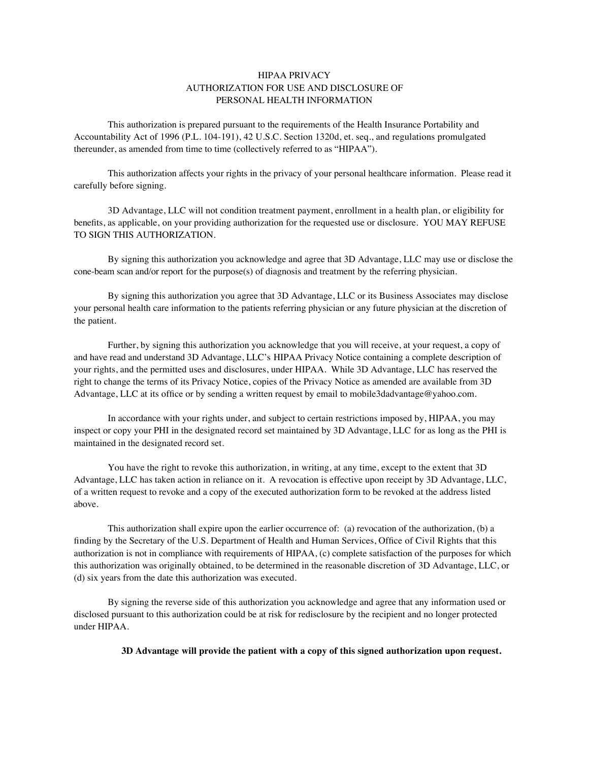# HIPAA PRIVACY
# AUTHORIZATION FOR USE AND DISCLOSURE OF
# PERSONAL HEALTH INFORMATION

This authorization is prepared pursuant to the requirements of the Health Insurance Portability and Accountability Act of 1996 (P.L. 104-191), 42 U.S.C. Section 1320d, et. seq., and regulations promulgated thereunder, as amended from time to time (collectively referred to as "HIPAA").

This authorization affects your rights in the privacy of your personal healthcare information. Please read it carefully before signing.

3D Advantage, LLC will not condition treatment payment, enrollment in a health plan, or eligibility for benefits, as applicable, on your providing authorization for the requested use or disclosure. YOU MAY REFUSE TO SIGN THIS AUTHORIZATION.

By signing this authorization you acknowledge and agree that 3D Advantage, LLC may use or disclose the cone-beam scan and/or report for the purpose(s) of diagnosis and treatment by the referring physician.

By signing this authorization you agree that 3D Advantage, LLC or its Business Associates may disclose your personal health care information to the patients referring physician or any future physician at the discretion of the patient.

Further, by signing this authorization you acknowledge that you will receive, at your request, a copy of and have read and understand 3D Advantage, LLC's HIPAA Privacy Notice containing a complete description of your rights, and the permitted uses and disclosures, under HIPAA. While 3D Advantage, LLC has reserved the right to change the terms of its Privacy Notice, copies of the Privacy Notice as amended are available from 3D Advantage, LLC at its office or by sending a written request by email to mobile3dadvantage@yahoo.com.

In accordance with your rights under, and subject to certain restrictions imposed by, HIPAA, you may inspect or copy your PHI in the designated record set maintained by 3D Advantage, LLC for as long as the PHI is maintained in the designated record set.

You have the right to revoke this authorization, in writing, at any time, except to the extent that 3D Advantage, LLC has taken action in reliance on it. A revocation is effective upon receipt by 3D Advantage, LLC, of a written request to revoke and a copy of the executed authorization form to be revoked at the address listed above.

This authorization shall expire upon the earlier occurrence of: (a) revocation of the authorization, (b) a finding by the Secretary of the U.S. Department of Health and Human Services, Office of Civil Rights that this authorization is not in compliance with requirements of HIPAA, (c) complete satisfaction of the purposes for which this authorization was originally obtained, to be determined in the reasonable discretion of 3D Advantage, LLC, or (d) six years from the date this authorization was executed.

By signing the reverse side of this authorization you acknowledge and agree that any information used or disclosed pursuant to this authorization could be at risk for redisclosure by the recipient and no longer protected under HIPAA.

**3D Advantage will provide the patient with a copy of this signed authorization upon request.**